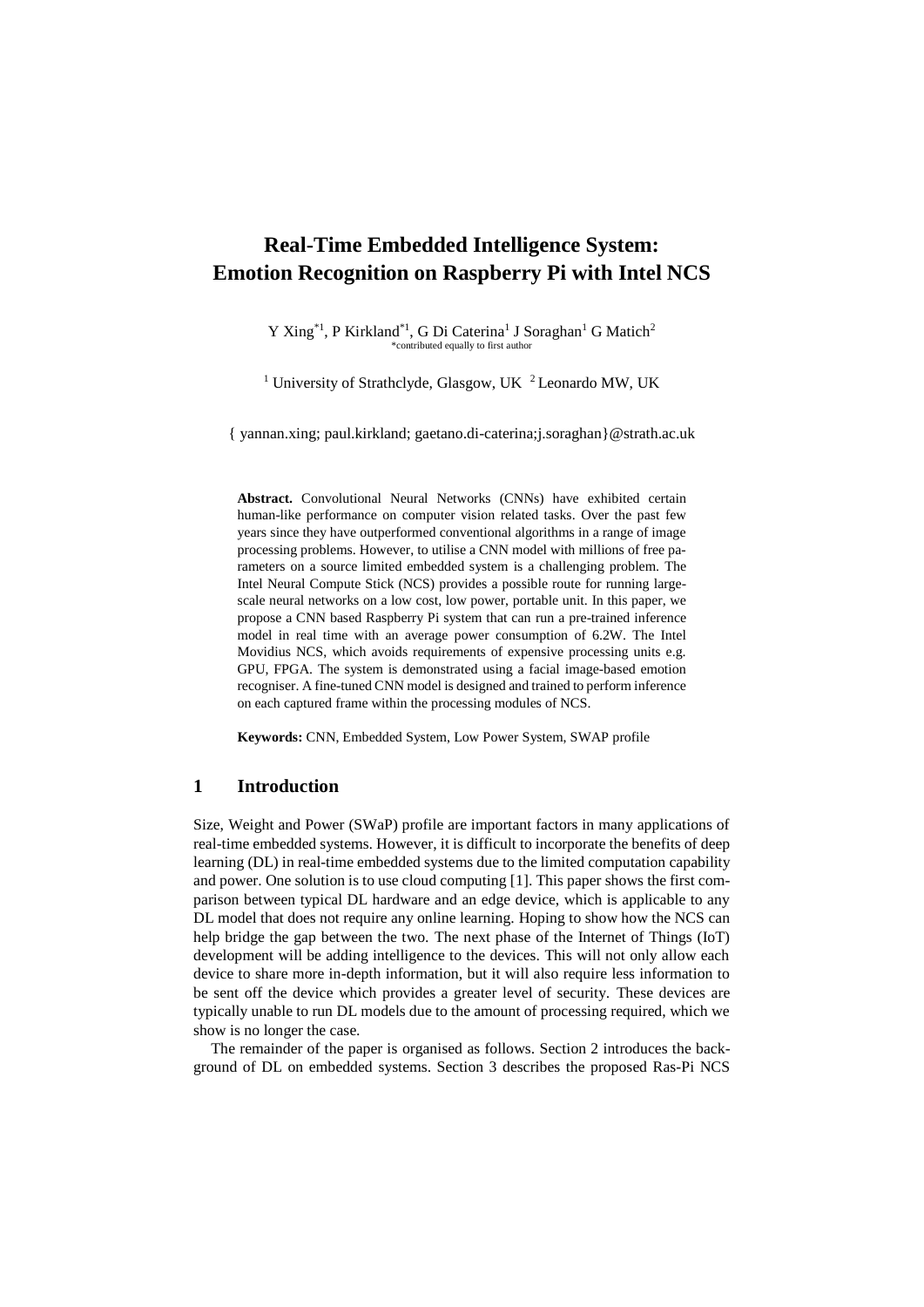# Real-Time Embedded Intelligence System: Emotion Recognition on Raspberry Pi with Intel NCS

Y Xing[*1], P Kirkland[*1], G Di Caterina[1] J Soraghan[1] G Matich[2]

*contributed equally to first author

[1] University of Strathclyde, Glasgow, UK [2] Leonardo MW, UK

{ yannan.xing; paul.kirkland; gaetano.di-caterina;j.soraghan}@strath.ac.uk

**Abstract.** Convolutional Neural Networks (CNNs) have exhibited certain human-like performance on computer vision related tasks. Over the past few years since they have outperformed conventional algorithms in a range of image processing problems. However, to utilise a CNN model with millions of free parameters on a source limited embedded system is a challenging problem. The Intel Neural Compute Stick (NCS) provides a possible route for running large-scale neural networks on a low cost, low power, portable unit. In this paper, we propose a CNN based Raspberry Pi system that can run a pre-trained inference model in real time with an average power consumption of 6.2W. The Intel Movidius NCS, which avoids requirements of expensive processing units e.g. GPU, FPGA. The system is demonstrated using a facial image-based emotion recogniser. A fine-tuned CNN model is designed and trained to perform inference on each captured frame within the processing modules of NCS.

**Keywords:** CNN, Embedded System, Low Power System, SWAP profile

## 1 Introduction

Size, Weight and Power (SWaP) profile are important factors in many applications of real-time embedded systems. However, it is difficult to incorporate the benefits of deep learning (DL) in real-time embedded systems due to the limited computation capability and power. One solution is to use cloud computing [1]. This paper shows the first comparison between typical DL hardware and an edge device, which is applicable to any DL model that does not require any online learning. Hoping to show how the NCS can help bridge the gap between the two. The next phase of the Internet of Things (IoT) development will be adding intelligence to the devices. This will not only allow each device to share more in-depth information, but it will also require less information to be sent off the device which provides a greater level of security. These devices are typically unable to run DL models due to the amount of processing required, which we show is no longer the case.

The remainder of the paper is organised as follows. Section 2 introduces the background of DL on embedded systems. Section 3 describes the proposed Ras-Pi NCS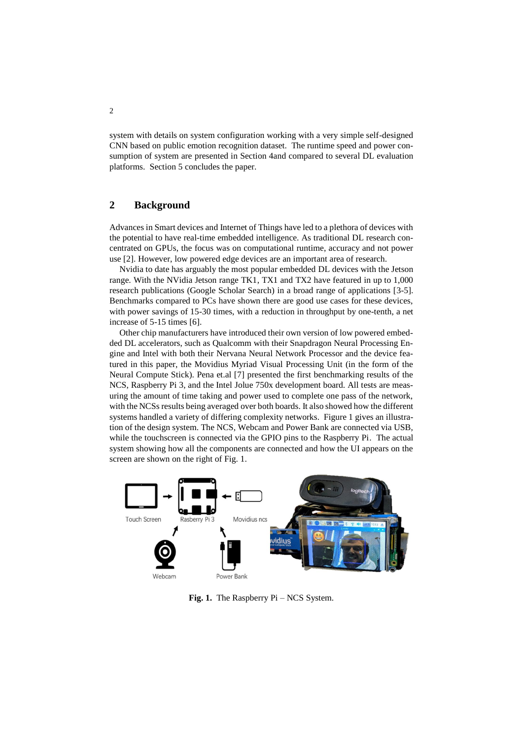system with details on system configuration working with a very simple self-designed CNN based on public emotion recognition dataset. The runtime speed and power consumption of system are presented in Section 4and compared to several DL evaluation platforms. Section 5 concludes the paper.

## 2 Background

Advances in Smart devices and Internet of Things have led to a plethora of devices with the potential to have real-time embedded intelligence. As traditional DL research concentrated on GPUs, the focus was on computational runtime, accuracy and not power use [2]. However, low powered edge devices are an important area of research.

Nvidia to date has arguably the most popular embedded DL devices with the Jetson range. With the NVidia Jetson range TK1, TX1 and TX2 have featured in up to 1,000 research publications (Google Scholar Search) in a broad range of applications [3-5]. Benchmarks compared to PCs have shown there are good use cases for these devices, with power savings of 15-30 times, with a reduction in throughput by one-tenth, a net increase of 5-15 times [6].

Other chip manufacturers have introduced their own version of low powered embedded DL accelerators, such as Qualcomm with their Snapdragon Neural Processing Engine and Intel with both their Nervana Neural Network Processor and the device featured in this paper, the Movidius Myriad Visual Processing Unit (in the form of the Neural Compute Stick). Pena et.al [7] presented the first benchmarking results of the NCS, Raspberry Pi 3, and the Intel Jolue 750x development board. All tests are measuring the amount of time taking and power used to complete one pass of the network, with the NCSs results being averaged over both boards. It also showed how the different systems handled a variety of differing complexity networks. Figure 1 gives an illustration of the design system. The NCS, Webcam and Power Bank are connected via USB, while the touchscreen is connected via the GPIO pins to the Raspberry Pi. The actual system showing how all the components are connected and how the UI appears on the screen are shown on the right of Fig. 1.

**Fig. 1.** The Raspberry Pi – NCS System.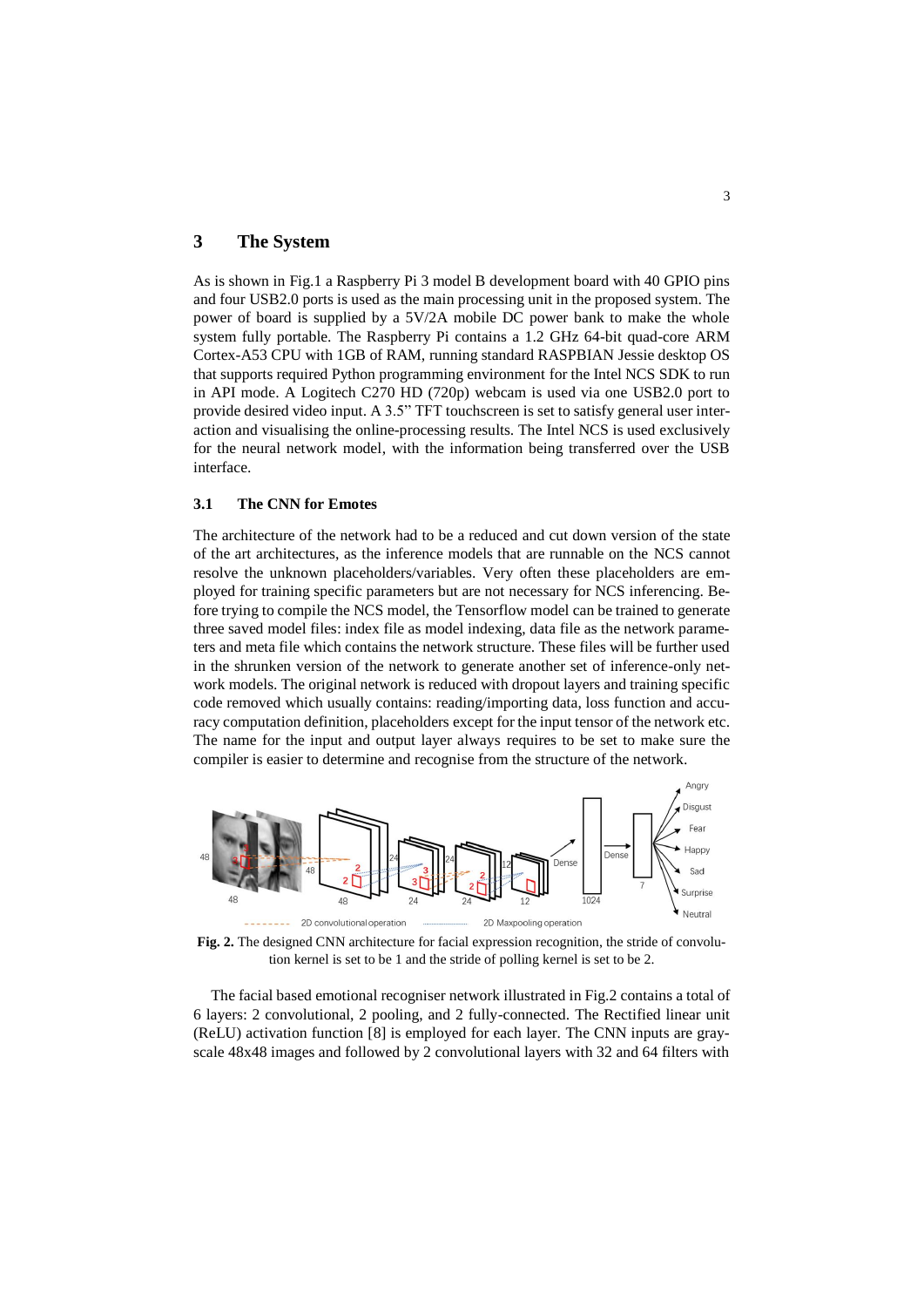## 3 The System

As is shown in Fig.1 a Raspberry Pi 3 model B development board with 40 GPIO pins and four USB2.0 ports is used as the main processing unit in the proposed system. The power of board is supplied by a 5V/2A mobile DC power bank to make the whole system fully portable. The Raspberry Pi contains a 1.2 GHz 64-bit quad-core ARM Cortex-A53 CPU with 1GB of RAM, running standard RASPBIAN Jessie desktop OS that supports required Python programming environment for the Intel NCS SDK to run in API mode. A Logitech C270 HD (720p) webcam is used via one USB2.0 port to provide desired video input. A 3.5" TFT touchscreen is set to satisfy general user interaction and visualising the online-processing results. The Intel NCS is used exclusively for the neural network model, with the information being transferred over the USB interface.

### 3.1 The CNN for Emotes

The architecture of the network had to be a reduced and cut down version of the state of the art architectures, as the inference models that are runnable on the NCS cannot resolve the unknown placeholders/variables. Very often these placeholders are employed for training specific parameters but are not necessary for NCS inferencing. Before trying to compile the NCS model, the Tensorflow model can be trained to generate three saved model files: index file as model indexing, data file as the network parameters and meta file which contains the network structure. These files will be further used in the shrunken version of the network to generate another set of inference-only network models. The original network is reduced with dropout layers and training specific code removed which usually contains: reading/importing data, loss function and accuracy computation definition, placeholders except for the input tensor of the network etc. The name for the input and output layer always requires to be set to make sure the compiler is easier to determine and recognise from the structure of the network.

**Fig. 2.** The designed CNN architecture for facial expression recognition, the stride of convolution kernel is set to be 1 and the stride of polling kernel is set to be 2.

The facial based emotional recogniser network illustrated in Fig.2 contains a total of 6 layers: 2 convolutional, 2 pooling, and 2 fully-connected. The Rectified linear unit (ReLU) activation function [8] is employed for each layer. The CNN inputs are grayscale 48x48 images and followed by 2 convolutional layers with 32 and 64 filters with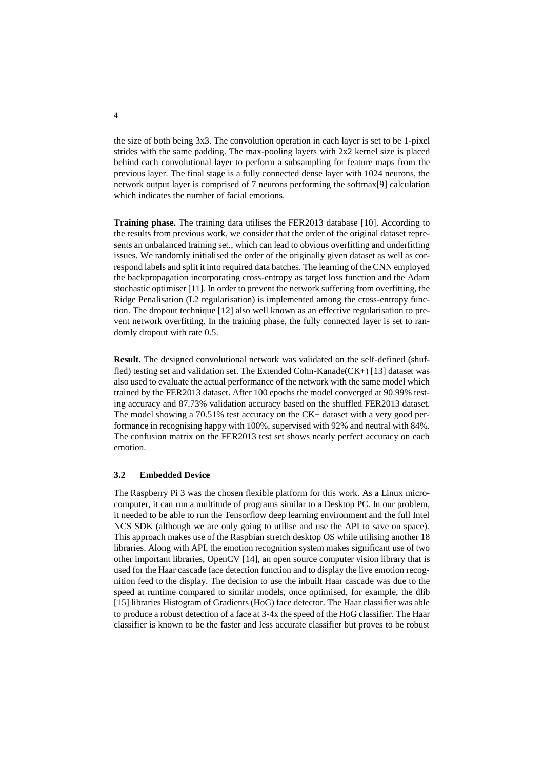the size of both being 3x3. The convolution operation in each layer is set to be 1-pixel strides with the same padding. The max-pooling layers with 2x2 kernel size is placed behind each convolutional layer to perform a subsampling for feature maps from the previous layer. The final stage is a fully connected dense layer with 1024 neurons, the network output layer is comprised of 7 neurons performing the softmax[9] calculation which indicates the number of facial emotions.

**Training phase.** The training data utilises the FER2013 database [10]. According to the results from previous work, we consider that the order of the original dataset represents an unbalanced training set., which can lead to obvious overfitting and underfitting issues. We randomly initialised the order of the originally given dataset as well as correspond labels and split it into required data batches. The learning of the CNN employed the backpropagation incorporating cross-entropy as target loss function and the Adam stochastic optimiser [11]. In order to prevent the network suffering from overfitting, the Ridge Penalisation (L2 regularisation) is implemented among the cross-entropy function. The dropout technique [12] also well known as an effective regularisation to prevent network overfitting. In the training phase, the fully connected layer is set to randomly dropout with rate 0.5.

**Result.** The designed convolutional network was validated on the self-defined (shuffled) testing set and validation set. The Extended Cohn-Kanade(CK+) [13] dataset was also used to evaluate the actual performance of the network with the same model which trained by the FER2013 dataset. After 100 epochs the model converged at 90.99% testing accuracy and 87.73% validation accuracy based on the shuffled FER2013 dataset. The model showing a 70.51% test accuracy on the CK+ dataset with a very good performance in recognising happy with 100%, supervised with 92% and neutral with 84%. The confusion matrix on the FER2013 test set shows nearly perfect accuracy on each emotion.

### 3.2 Embedded Device

The Raspberry Pi 3 was the chosen flexible platform for this work. As a Linux microcomputer, it can run a multitude of programs similar to a Desktop PC. In our problem, it needed to be able to run the Tensorflow deep learning environment and the full Intel NCS SDK (although we are only going to utilise and use the API to save on space). This approach makes use of the Raspbian stretch desktop OS while utilising another 18 libraries. Along with API, the emotion recognition system makes significant use of two other important libraries, OpenCV [14], an open source computer vision library that is used for the Haar cascade face detection function and to display the live emotion recognition feed to the display. The decision to use the inbuilt Haar cascade was due to the speed at runtime compared to similar models, once optimised, for example, the dlib [15] libraries Histogram of Gradients (HoG) face detector. The Haar classifier was able to produce a robust detection of a face at 3-4x the speed of the HoG classifier. The Haar classifier is known to be the faster and less accurate classifier but proves to be robust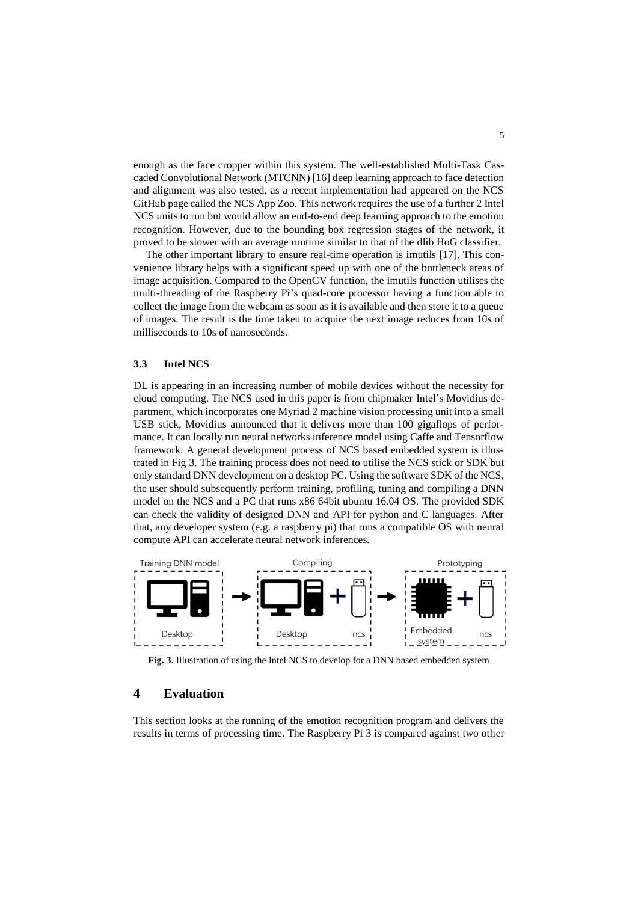enough as the face cropper within this system. The well-established Multi-Task Cascaded Convolutional Network (MTCNN) [16] deep learning approach to face detection and alignment was also tested, as a recent implementation had appeared on the NCS GitHub page called the NCS App Zoo. This network requires the use of a further 2 Intel NCS units to run but would allow an end-to-end deep learning approach to the emotion recognition. However, due to the bounding box regression stages of the network, it proved to be slower with an average runtime similar to that of the dlib HoG classifier.

The other important library to ensure real-time operation is imutils [17]. This convenience library helps with a significant speed up with one of the bottleneck areas of image acquisition. Compared to the OpenCV function, the imutils function utilises the multi-threading of the Raspberry Pi's quad-core processor having a function able to collect the image from the webcam as soon as it is available and then store it to a queue of images. The result is the time taken to acquire the next image reduces from 10s of milliseconds to 10s of nanoseconds.

### 3.3 Intel NCS

DL is appearing in an increasing number of mobile devices without the necessity for cloud computing. The NCS used in this paper is from chipmaker Intel's Movidius department, which incorporates one Myriad 2 machine vision processing unit into a small USB stick, Movidius announced that it delivers more than 100 gigaflops of performance. It can locally run neural networks inference model using Caffe and Tensorflow framework. A general development process of NCS based embedded system is illustrated in Fig 3. The training process does not need to utilise the NCS stick or SDK but only standard DNN development on a desktop PC. Using the software SDK of the NCS, the user should subsequently perform training, profiling, tuning and compiling a DNN model on the NCS and a PC that runs x86 64bit ubuntu 16.04 OS. The provided SDK can check the validity of designed DNN and API for python and C languages. After that, any developer system (e.g. a raspberry pi) that runs a compatible OS with neural compute API can accelerate neural network inferences.

**Fig. 3.** Illustration of using the Intel NCS to develop for a DNN based embedded system

## 4 Evaluation

This section looks at the running of the emotion recognition program and delivers the results in terms of processing time. The Raspberry Pi 3 is compared against two other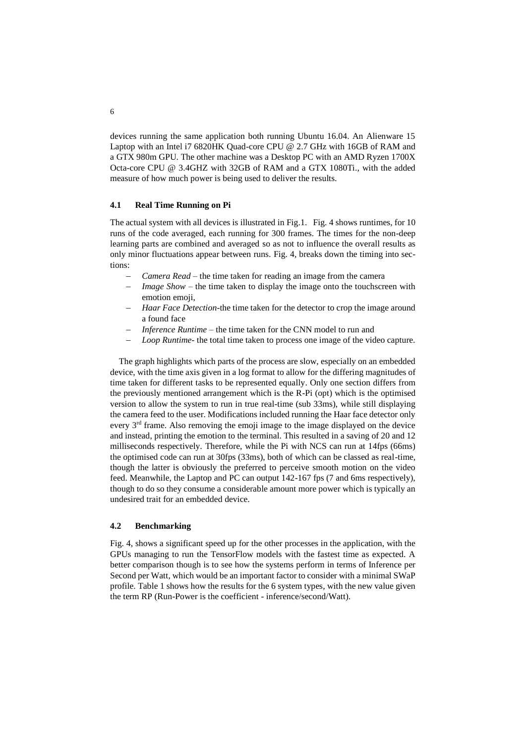devices running the same application both running Ubuntu 16.04. An Alienware 15 Laptop with an Intel i7 6820HK Quad-core CPU @ 2.7 GHz with 16GB of RAM and a GTX 980m GPU. The other machine was a Desktop PC with an AMD Ryzen 1700X Octa-core CPU @ 3.4GHZ with 32GB of RAM and a GTX 1080Ti., with the added measure of how much power is being used to deliver the results.

### 4.1 Real Time Running on Pi

The actual system with all devices is illustrated in Fig.1. Fig. 4 shows runtimes, for 10 runs of the code averaged, each running for 300 frames. The times for the non-deep learning parts are combined and averaged so as not to influence the overall results as only minor fluctuations appear between runs. Fig. 4, breaks down the timing into sections:

- *Camera Read* – the time taken for reading an image from the camera
- *Image Show* – the time taken to display the image onto the touchscreen with emotion emoji,
- *Haar Face Detection*-the time taken for the detector to crop the image around a found face
- *Inference Runtime* – the time taken for the CNN model to run and
- *Loop Runtime*- the total time taken to process one image of the video capture.

The graph highlights which parts of the process are slow, especially on an embedded device, with the time axis given in a log format to allow for the differing magnitudes of time taken for different tasks to be represented equally. Only one section differs from the previously mentioned arrangement which is the R-Pi (opt) which is the optimised version to allow the system to run in true real-time (sub 33ms), while still displaying the camera feed to the user. Modifications included running the Haar face detector only every 3rd frame. Also removing the emoji image to the image displayed on the device and instead, printing the emotion to the terminal. This resulted in a saving of 20 and 12 milliseconds respectively. Therefore, while the Pi with NCS can run at 14fps (66ms) the optimised code can run at 30fps (33ms), both of which can be classed as real-time, though the latter is obviously the preferred to perceive smooth motion on the video feed. Meanwhile, the Laptop and PC can output 142-167 fps (7 and 6ms respectively), though to do so they consume a considerable amount more power which is typically an undesired trait for an embedded device.

### 4.2 Benchmarking

Fig. 4, shows a significant speed up for the other processes in the application, with the GPUs managing to run the TensorFlow models with the fastest time as expected. A better comparison though is to see how the systems perform in terms of Inference per Second per Watt, which would be an important factor to consider with a minimal SWaP profile. Table 1 shows how the results for the 6 system types, with the new value given the term RP (Run-Power is the coefficient - inference/second/Watt).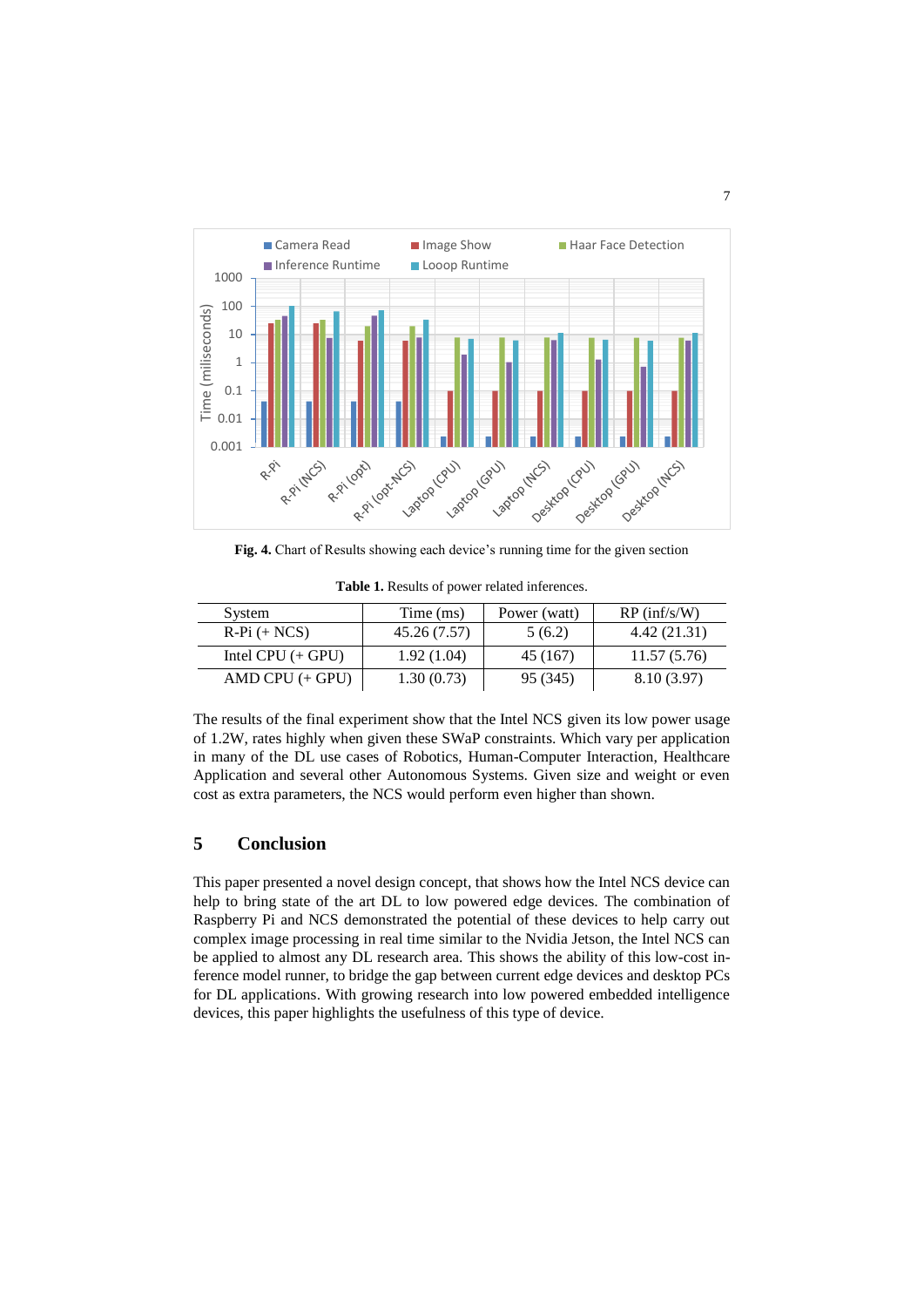**Fig. 4.** Chart of Results showing each device's running time for the given section

**Table 1.** Results of power related inferences.

| System | Time (ms) | Power (watt) | RP (inf/s/W) |
|---|---|---|---|
| R-Pi (+ NCS) | 45.26 (7.57) | 5 (6.2) | 4.42 (21.31) |
| Intel CPU (+ GPU) | 1.92 (1.04) | 45 (167) | 11.57 (5.76) |
| AMD CPU (+ GPU) | 1.30 (0.73) | 95 (345) | 8.10 (3.97) |

The results of the final experiment show that the Intel NCS given its low power usage of 1.2W, rates highly when given these SWaP constraints. Which vary per application in many of the DL use cases of Robotics, Human-Computer Interaction, Healthcare Application and several other Autonomous Systems. Given size and weight or even cost as extra parameters, the NCS would perform even higher than shown.

## 5 Conclusion

This paper presented a novel design concept, that shows how the Intel NCS device can help to bring state of the art DL to low powered edge devices. The combination of Raspberry Pi and NCS demonstrated the potential of these devices to help carry out complex image processing in real time similar to the Nvidia Jetson, the Intel NCS can be applied to almost any DL research area. This shows the ability of this low-cost inference model runner, to bridge the gap between current edge devices and desktop PCs for DL applications. With growing research into low powered embedded intelligence devices, this paper highlights the usefulness of this type of device.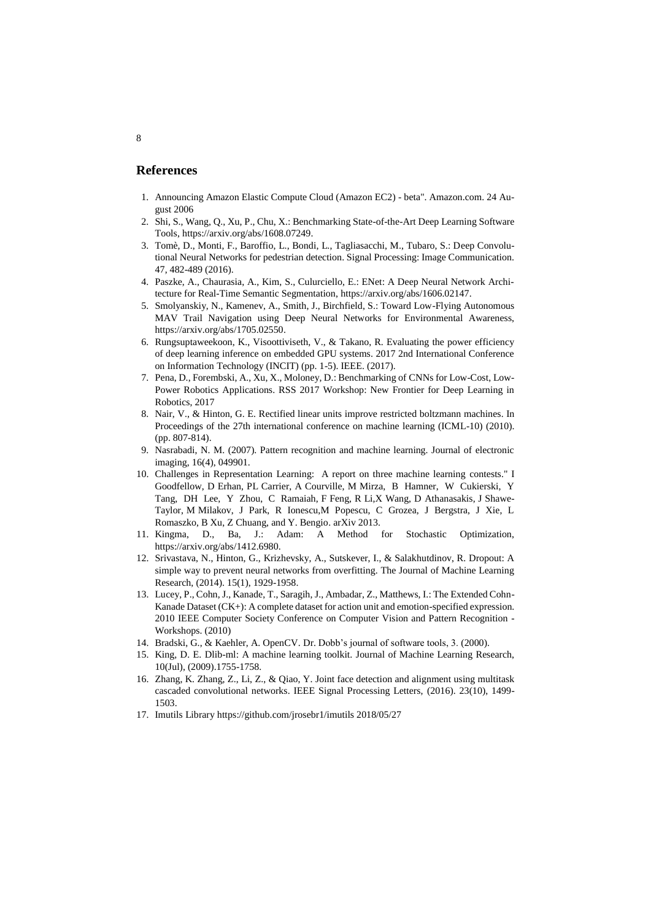## References

1. Announcing Amazon Elastic Compute Cloud (Amazon EC2) - beta". Amazon.com. 24 August 2006
2. Shi, S., Wang, Q., Xu, P., Chu, X.: Benchmarking State-of-the-Art Deep Learning Software Tools, https://arxiv.org/abs/1608.07249.
3. Tomè, D., Monti, F., Baroffio, L., Bondi, L., Tagliasacchi, M., Tubaro, S.: Deep Convolutional Neural Networks for pedestrian detection. Signal Processing: Image Communication. 47, 482-489 (2016).
4. Paszke, A., Chaurasia, A., Kim, S., Culurciello, E.: ENet: A Deep Neural Network Architecture for Real-Time Semantic Segmentation, https://arxiv.org/abs/1606.02147.
5. Smolyanskiy, N., Kamenev, A., Smith, J., Birchfield, S.: Toward Low-Flying Autonomous MAV Trail Navigation using Deep Neural Networks for Environmental Awareness, https://arxiv.org/abs/1705.02550.
6. Rungsuptaweekoon, K., Visoottiviseth, V., & Takano, R. Evaluating the power efficiency of deep learning inference on embedded GPU systems. 2017 2nd International Conference on Information Technology (INCIT) (pp. 1-5). IEEE. (2017).
7. Pena, D., Forembski, A., Xu, X., Moloney, D.: Benchmarking of CNNs for Low-Cost, Low-Power Robotics Applications. RSS 2017 Workshop: New Frontier for Deep Learning in Robotics, 2017
8. Nair, V., & Hinton, G. E. Rectified linear units improve restricted boltzmann machines. In Proceedings of the 27th international conference on machine learning (ICML-10) (2010). (pp. 807-814).
9. Nasrabadi, N. M. (2007). Pattern recognition and machine learning. Journal of electronic imaging, 16(4), 049901.
10. Challenges in Representation Learning: A report on three machine learning contests." I Goodfellow, D Erhan, PL Carrier, A Courville, M Mirza, B Hamner, W Cukierski, Y Tang, DH Lee, Y Zhou, C Ramaiah, F Feng, R Li,X Wang, D Athanasakis, J Shawe-Taylor, M Milakov, J Park, R Ionescu,M Popescu, C Grozea, J Bergstra, J Xie, L Romaszko, B Xu, Z Chuang, and Y. Bengio. arXiv 2013.
11. Kingma, D., Ba, J.: Adam: A Method for Stochastic Optimization, https://arxiv.org/abs/1412.6980.
12. Srivastava, N., Hinton, G., Krizhevsky, A., Sutskever, I., & Salakhutdinov, R. Dropout: A simple way to prevent neural networks from overfitting. The Journal of Machine Learning Research, (2014). 15(1), 1929-1958.
13. Lucey, P., Cohn, J., Kanade, T., Saragih, J., Ambadar, Z., Matthews, I.: The Extended Cohn-Kanade Dataset (CK+): A complete dataset for action unit and emotion-specified expression. 2010 IEEE Computer Society Conference on Computer Vision and Pattern Recognition - Workshops. (2010)
14. Bradski, G., & Kaehler, A. OpenCV. Dr. Dobb's journal of software tools, 3. (2000).
15. King, D. E. Dlib-ml: A machine learning toolkit. Journal of Machine Learning Research, 10(Jul), (2009).1755-1758.
16. Zhang, K. Zhang, Z., Li, Z., & Qiao, Y. Joint face detection and alignment using multitask cascaded convolutional networks. IEEE Signal Processing Letters, (2016). 23(10), 1499-1503.
17. Imutils Library https://github.com/jrosebr1/imutils 2018/05/27